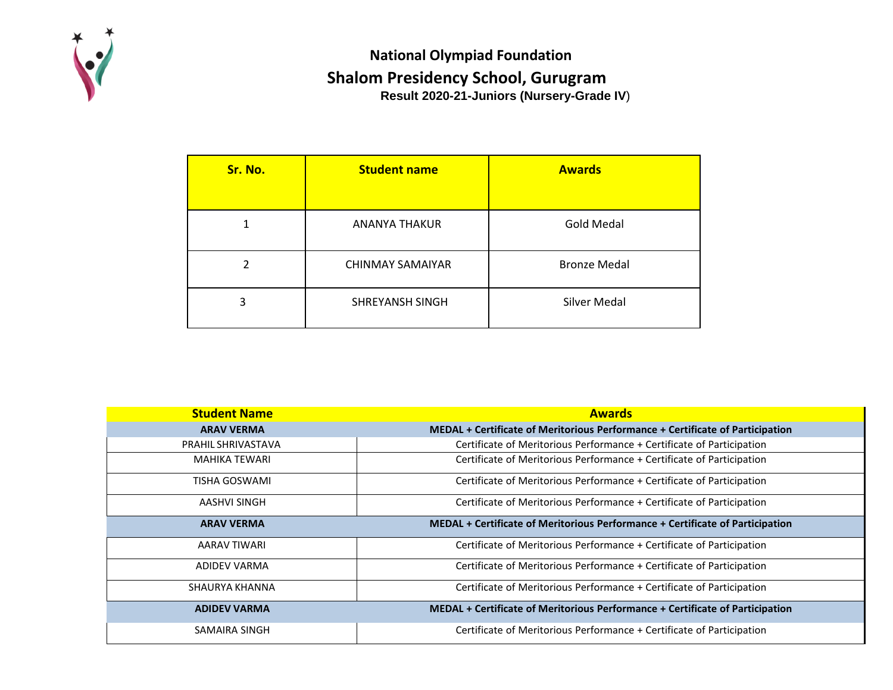## National Olympiad Foundation

# Shalom Presidency School, Gurugram

**Result 2020-21-Juniors (Nursery-Grade IV)**

| Sr. No. | Student name | Awards |
|---|---|---|
| 1 | ANANYA THAKUR | Gold Medal |
| 2 | CHINMAY SAMAIYAR | Bronze Medal |
| 3 | SHREYANSH SINGH | Silver Medal |

| Student Name | Awards |
|---|---|
| **ARAV VERMA** | **MEDAL + Certificate of Meritorious Performance + Certificate of Participation** |
| PRAHIL SHRIVASTAVA | Certificate of Meritorious Performance + Certificate of Participation |
| MAHIKA TEWARI | Certificate of Meritorious Performance + Certificate of Participation |
| TISHA GOSWAMI | Certificate of Meritorious Performance + Certificate of Participation |
| AASHVI SINGH | Certificate of Meritorious Performance + Certificate of Participation |
| **ARAV VERMA** | **MEDAL + Certificate of Meritorious Performance + Certificate of Participation** |
| AARAV TIWARI | Certificate of Meritorious Performance + Certificate of Participation |
| ADIDEV VARMA | Certificate of Meritorious Performance + Certificate of Participation |
| SHAURYA KHANNA | Certificate of Meritorious Performance + Certificate of Participation |
| **ADIDEV VARMA** | **MEDAL + Certificate of Meritorious Performance + Certificate of Participation** |
| SAMAIRA SINGH | Certificate of Meritorious Performance + Certificate of Participation |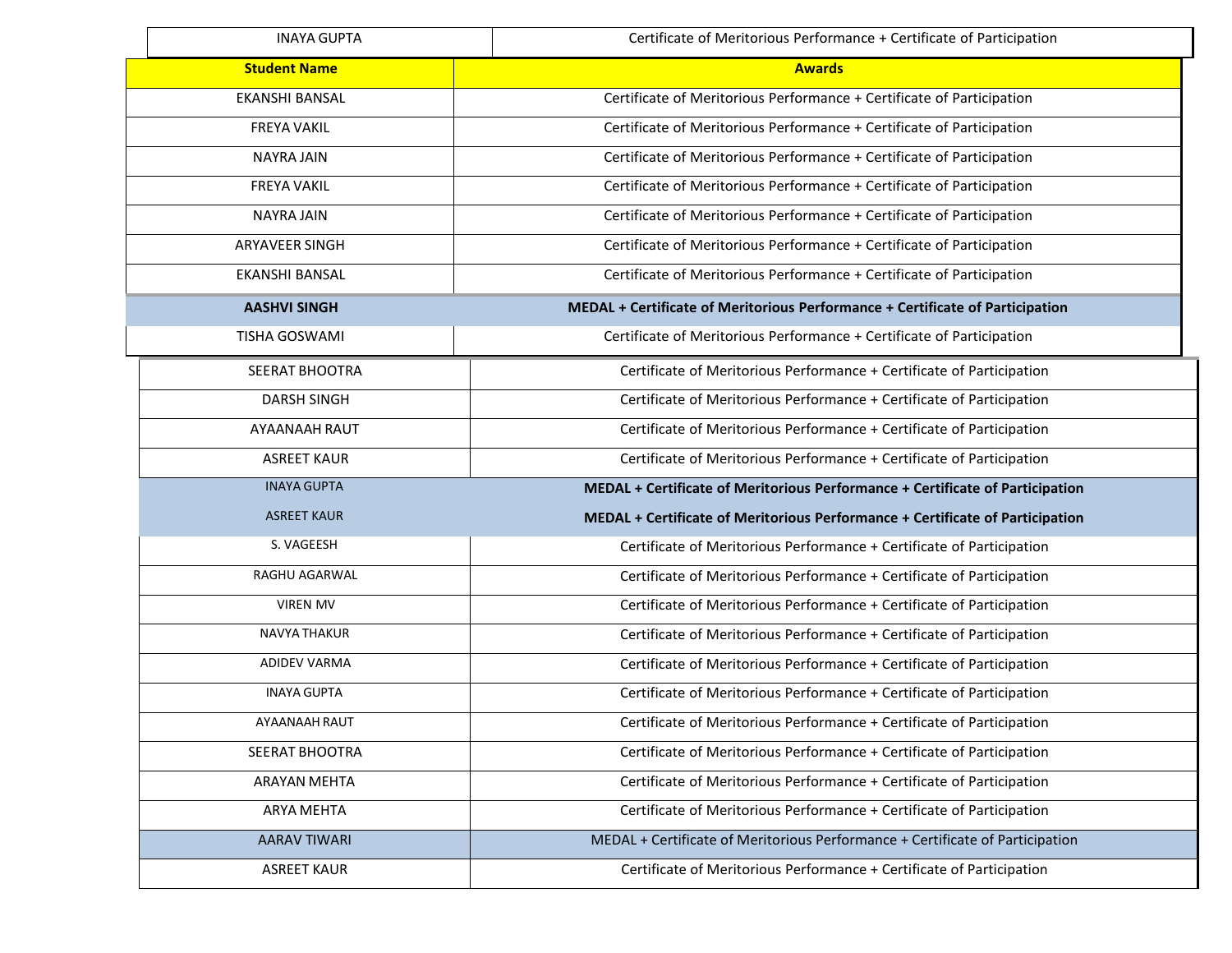| INAYA GUPTA | Certificate of Meritorious Performance + Certificate of Participation |
|---|---|
| **Student Name** | **Awards** |
| EKANSHI BANSAL | Certificate of Meritorious Performance + Certificate of Participation |
| FREYA VAKIL | Certificate of Meritorious Performance + Certificate of Participation |
| NAYRA JAIN | Certificate of Meritorious Performance + Certificate of Participation |
| FREYA VAKIL | Certificate of Meritorious Performance + Certificate of Participation |
| NAYRA JAIN | Certificate of Meritorious Performance + Certificate of Participation |
| ARYAVEER SINGH | Certificate of Meritorious Performance + Certificate of Participation |
| EKANSHI BANSAL | Certificate of Meritorious Performance + Certificate of Participation |
| **AASHVI SINGH** | **MEDAL + Certificate of Meritorious Performance + Certificate of Participation** |
| TISHA GOSWAMI | Certificate of Meritorious Performance + Certificate of Participation |
| SEERAT BHOOTRA | Certificate of Meritorious Performance + Certificate of Participation |
| DARSH SINGH | Certificate of Meritorious Performance + Certificate of Participation |
| AYAANAAH RAUT | Certificate of Meritorious Performance + Certificate of Participation |
| ASREET KAUR | Certificate of Meritorious Performance + Certificate of Participation |
| INAYA GUPTA | **MEDAL + Certificate of Meritorious Performance + Certificate of Participation** |
| ASREET KAUR | **MEDAL + Certificate of Meritorious Performance + Certificate of Participation** |
| S. VAGEESH | Certificate of Meritorious Performance + Certificate of Participation |
| RAGHU AGARWAL | Certificate of Meritorious Performance + Certificate of Participation |
| VIREN MV | Certificate of Meritorious Performance + Certificate of Participation |
| NAVYA THAKUR | Certificate of Meritorious Performance + Certificate of Participation |
| ADIDEV VARMA | Certificate of Meritorious Performance + Certificate of Participation |
| INAYA GUPTA | Certificate of Meritorious Performance + Certificate of Participation |
| AYAANAAH RAUT | Certificate of Meritorious Performance + Certificate of Participation |
| SEERAT BHOOTRA | Certificate of Meritorious Performance + Certificate of Participation |
| ARAYAN MEHTA | Certificate of Meritorious Performance + Certificate of Participation |
| ARYA MEHTA | Certificate of Meritorious Performance + Certificate of Participation |
| AARAV TIWARI | MEDAL + Certificate of Meritorious Performance + Certificate of Participation |
| ASREET KAUR | Certificate of Meritorious Performance + Certificate of Participation |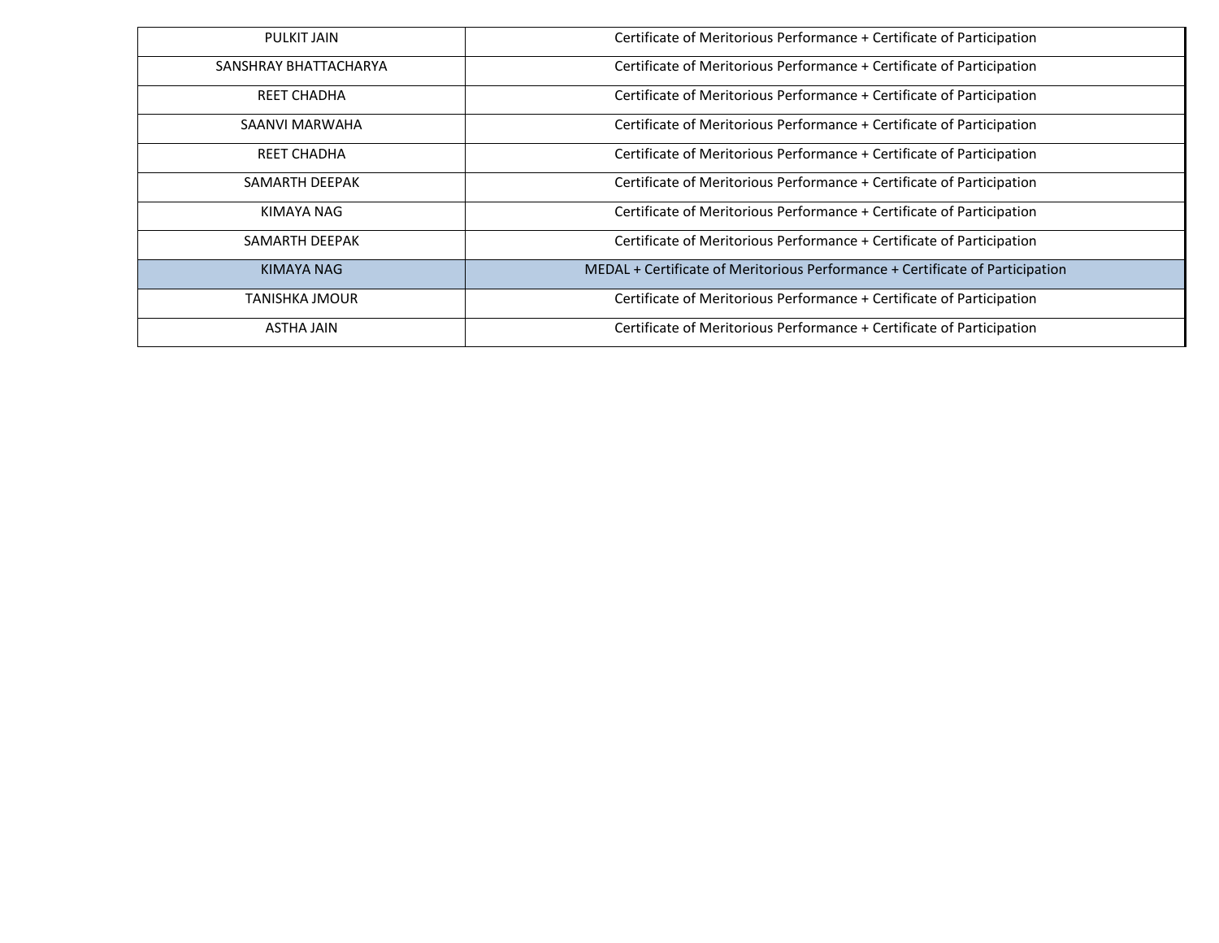| | |
|---|---|
| PULKIT JAIN | Certificate of Meritorious Performance + Certificate of Participation |
| SANSHRAY BHATTACHARYA | Certificate of Meritorious Performance + Certificate of Participation |
| REET CHADHA | Certificate of Meritorious Performance + Certificate of Participation |
| SAANVI MARWAHA | Certificate of Meritorious Performance + Certificate of Participation |
| REET CHADHA | Certificate of Meritorious Performance + Certificate of Participation |
| SAMARTH DEEPAK | Certificate of Meritorious Performance + Certificate of Participation |
| KIMAYA NAG | Certificate of Meritorious Performance + Certificate of Participation |
| SAMARTH DEEPAK | Certificate of Meritorious Performance + Certificate of Participation |
| KIMAYA NAG | MEDAL + Certificate of Meritorious Performance + Certificate of Participation |
| TANISHKA JMOUR | Certificate of Meritorious Performance + Certificate of Participation |
| ASTHA JAIN | Certificate of Meritorious Performance + Certificate of Participation |